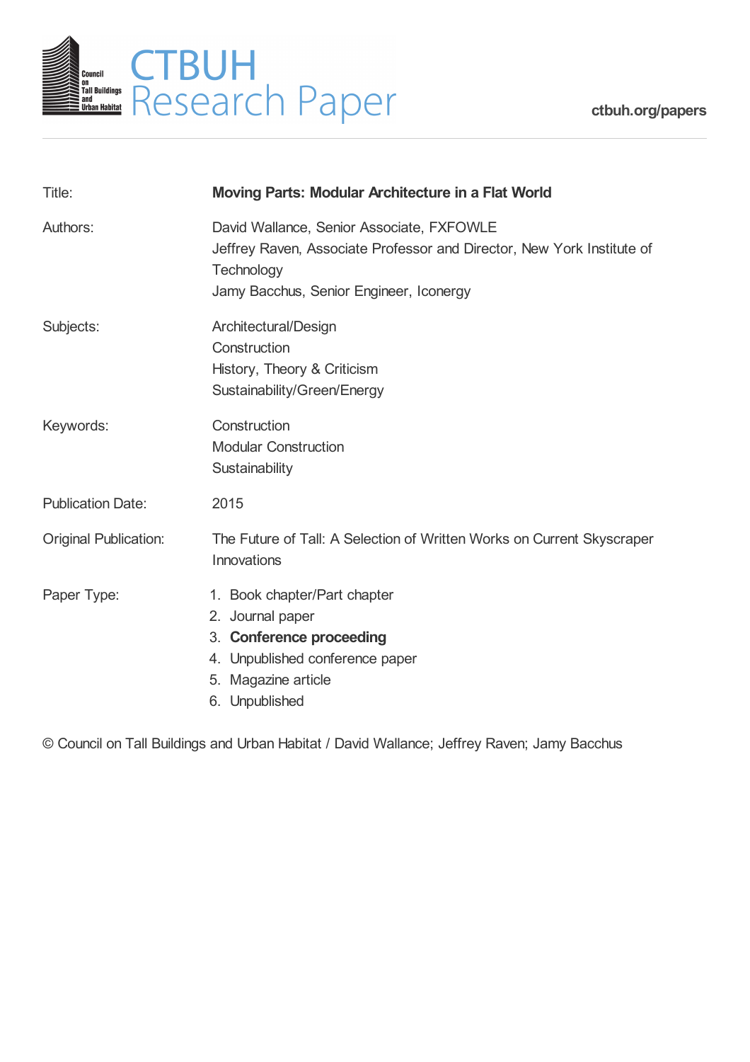# CTBUH Research Paper

ctbuh.org/papers

| | |
|---|---|
| Title: | **Moving Parts: Modular Architecture in a Flat World** |
| Authors: | David Wallance, Senior Associate, FXFOWLE<br>Jeffrey Raven, Associate Professor and Director, New York Institute of Technology<br>Jamy Bacchus, Senior Engineer, Iconergy |
| Subjects: | Architectural/Design<br>Construction<br>History, Theory & Criticism<br>Sustainability/Green/Energy |
| Keywords: | Construction<br>Modular Construction<br>Sustainability |
| Publication Date: | 2015 |
| Original Publication: | The Future of Tall: A Selection of Written Works on Current Skyscraper Innovations |
| Paper Type: | 1. Book chapter/Part chapter<br>2. Journal paper<br>3. **Conference proceeding**<br>4. Unpublished conference paper<br>5. Magazine article<br>6. Unpublished |

© Council on Tall Buildings and Urban Habitat / David Wallance; Jeffrey Raven; Jamy Bacchus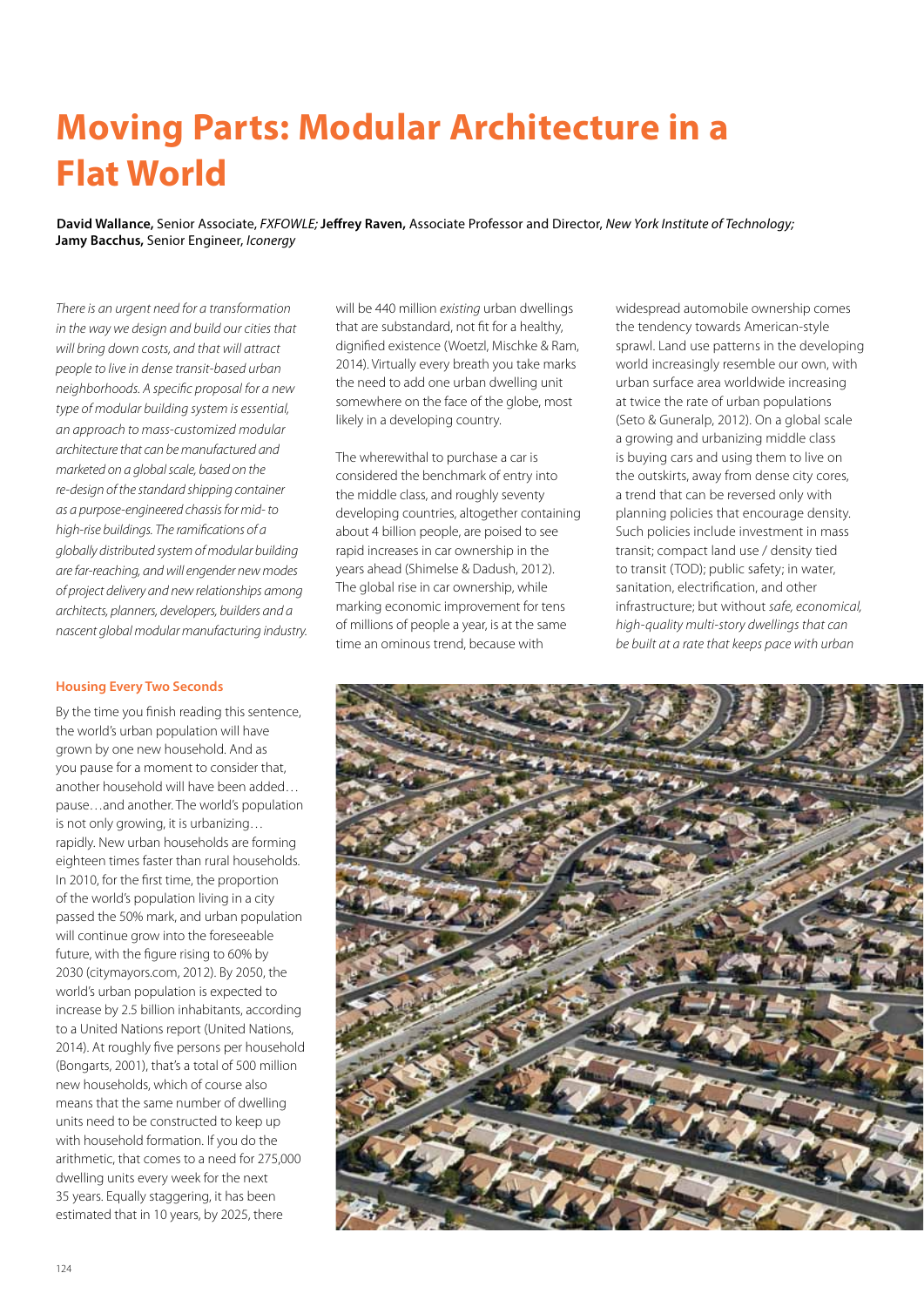# Moving Parts: Modular Architecture in a Flat World

**David Wallance,** Senior Associate, *FXFOWLE;* **Jeffrey Raven,** Associate Professor and Director, *New York Institute of Technology;* **Jamy Bacchus,** Senior Engineer, *Iconergy*

*There is an urgent need for a transformation in the way we design and build our cities that will bring down costs, and that will attract people to live in dense transit-based urban neighborhoods. A specific proposal for a new type of modular building system is essential, an approach to mass-customized modular architecture that can be manufactured and marketed on a global scale, based on the re-design of the standard shipping container as a purpose-engineered chassis for mid- to high-rise buildings. The ramifications of a globally distributed system of modular building are far-reaching, and will engender new modes of project delivery and new relationships among architects, planners, developers, builders and a nascent global modular manufacturing industry.*

## Housing Every Two Seconds

By the time you finish reading this sentence, the world's urban population will have grown by one new household. And as you pause for a moment to consider that, another household will have been added… pause…and another. The world's population is not only growing, it is urbanizing… rapidly. New urban households are forming eighteen times faster than rural households. In 2010, for the first time, the proportion of the world's population living in a city passed the 50% mark, and urban population will continue grow into the foreseeable future, with the figure rising to 60% by 2030 (citymayors.com, 2012). By 2050, the world's urban population is expected to increase by 2.5 billion inhabitants, according to a United Nations report (United Nations, 2014). At roughly five persons per household (Bongarts, 2001), that's a total of 500 million new households, which of course also means that the same number of dwelling units need to be constructed to keep up with household formation. If you do the arithmetic, that comes to a need for 275,000 dwelling units every week for the next 35 years. Equally staggering, it has been estimated that in 10 years, by 2025, there will be 440 million *existing* urban dwellings that are substandard, not fit for a healthy, dignified existence (Woetzl, Mischke & Ram, 2014). Virtually every breath you take marks the need to add one urban dwelling unit somewhere on the face of the globe, most likely in a developing country.

The wherewithal to purchase a car is considered the benchmark of entry into the middle class, and roughly seventy developing countries, altogether containing about 4 billion people, are poised to see rapid increases in car ownership in the years ahead (Shimelse & Dadush, 2012). The global rise in car ownership, while marking economic improvement for tens of millions of people a year, is at the same time an ominous trend, because with widespread automobile ownership comes the tendency towards American-style sprawl. Land use patterns in the developing world increasingly resemble our own, with urban surface area worldwide increasing at twice the rate of urban populations (Seto & Guneralp, 2012). On a global scale a growing and urbanizing middle class is buying cars and using them to live on the outskirts, away from dense city cores, a trend that can be reversed only with planning policies that encourage density. Such policies include investment in mass transit; compact land use / density tied to transit (TOD); public safety; in water, sanitation, electrification, and other infrastructure; but without *safe, economical, high-quality multi-story dwellings that can be built at a rate that keeps pace with urban*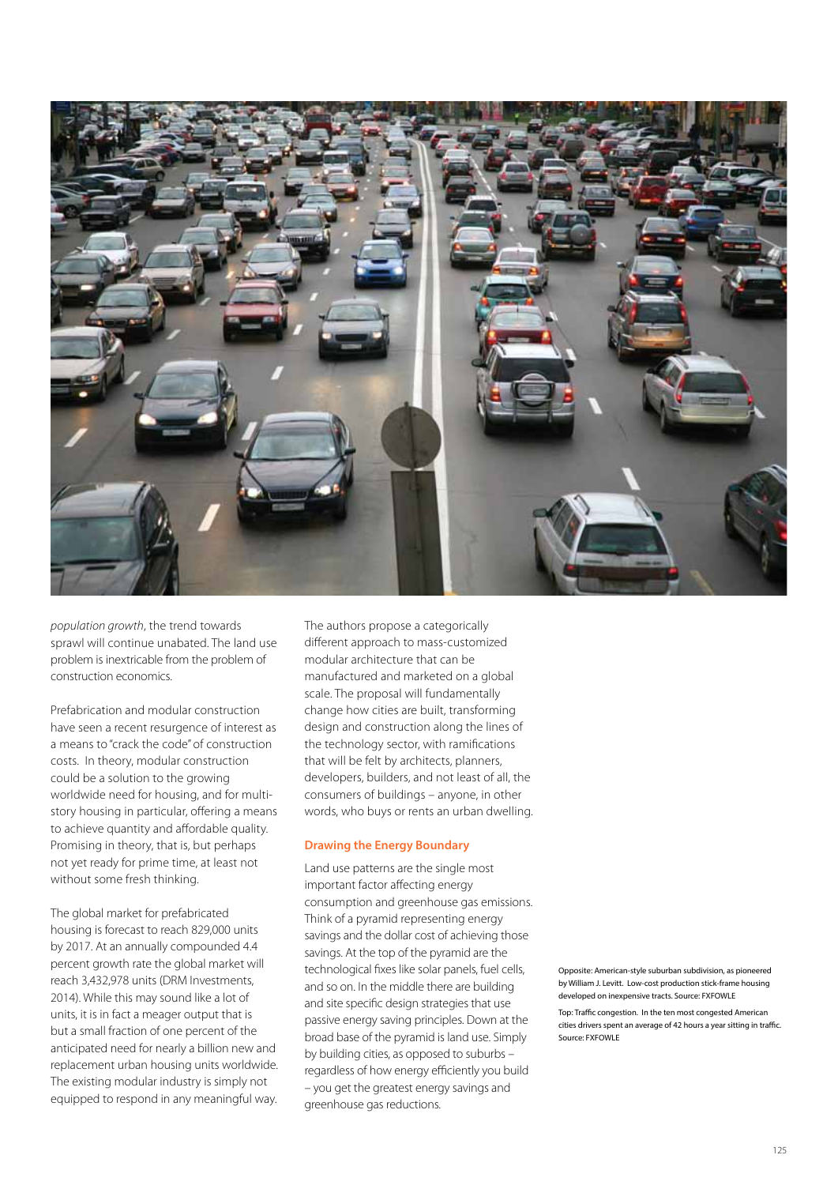*population growth*, the trend towards sprawl will continue unabated. The land use problem is inextricable from the problem of construction economics.

Prefabrication and modular construction have seen a recent resurgence of interest as a means to "crack the code" of construction costs. In theory, modular construction could be a solution to the growing worldwide need for housing, and for multi-story housing in particular, offering a means to achieve quantity and affordable quality. Promising in theory, that is, but perhaps not yet ready for prime time, at least not without some fresh thinking.

The global market for prefabricated housing is forecast to reach 829,000 units by 2017. At an annually compounded 4.4 percent growth rate the global market will reach 3,432,978 units (DRM Investments, 2014). While this may sound like a lot of units, it is in fact a meager output that is but a small fraction of one percent of the anticipated need for nearly a billion new and replacement urban housing units worldwide. The existing modular industry is simply not equipped to respond in any meaningful way.

The authors propose a categorically different approach to mass-customized modular architecture that can be manufactured and marketed on a global scale. The proposal will fundamentally change how cities are built, transforming design and construction along the lines of the technology sector, with ramifications that will be felt by architects, planners, developers, builders, and not least of all, the consumers of buildings – anyone, in other words, who buys or rents an urban dwelling.

## Drawing the Energy Boundary

Land use patterns are the single most important factor affecting energy consumption and greenhouse gas emissions. Think of a pyramid representing energy savings and the dollar cost of achieving those savings. At the top of the pyramid are the technological fixes like solar panels, fuel cells, and so on. In the middle there are building and site specific design strategies that use passive energy saving principles. Down at the broad base of the pyramid is land use. Simply by building cities, as opposed to suburbs – regardless of how energy efficiently you build – you get the greatest energy savings and greenhouse gas reductions.

Opposite: American-style suburban subdivision, as pioneered by William J. Levitt. Low-cost production stick-frame housing developed on inexpensive tracts. Source: FXFOWLE

Top: Traffic congestion. In the ten most congested American cities drivers spent an average of 42 hours a year sitting in traffic. Source: FXFOWLE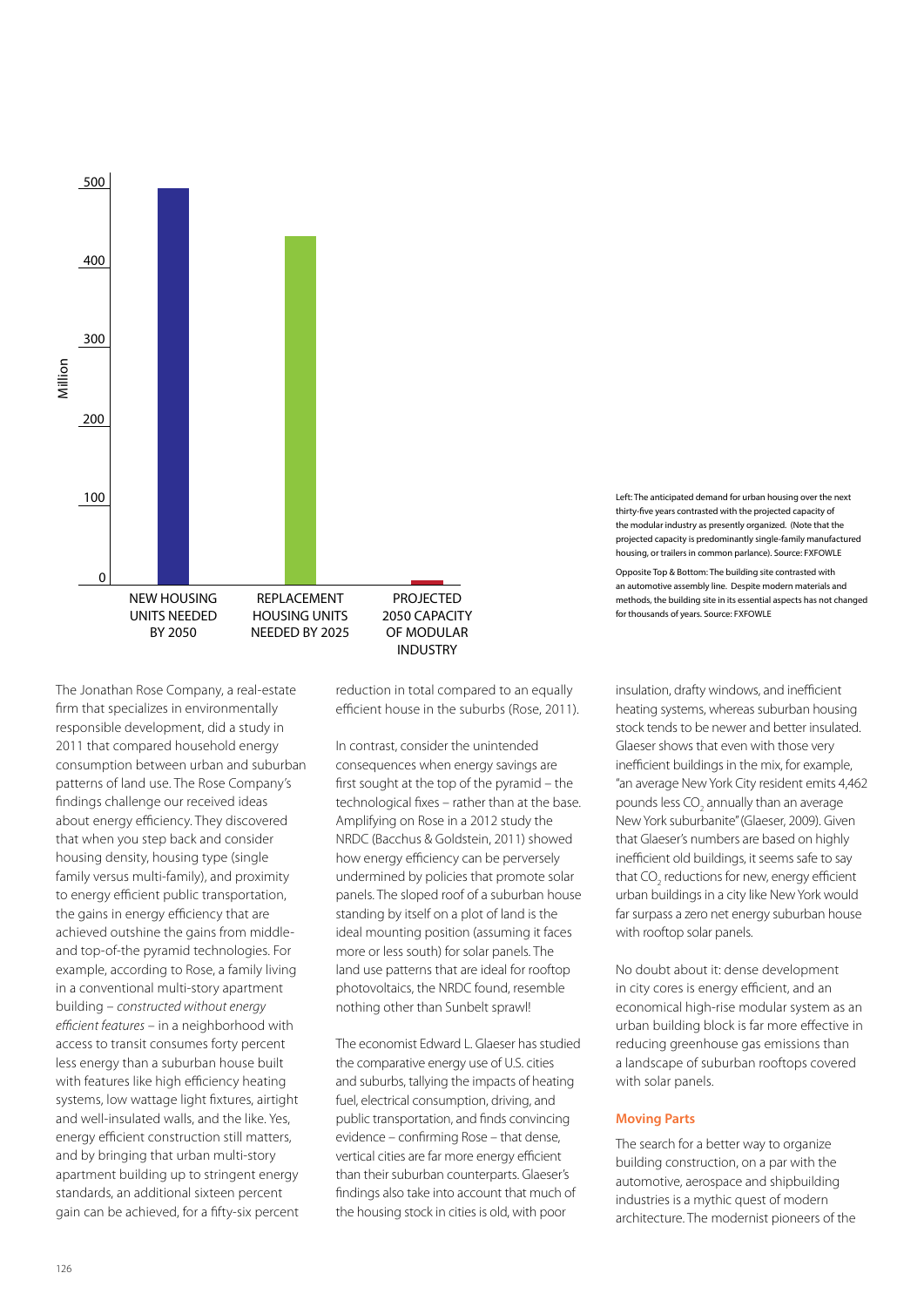| Million | NEW HOUSING UNITS NEEDED BY 2050 | REPLACEMENT HOUSING UNITS NEEDED BY 2025 | PROJECTED 2050 CAPACITY OF MODULAR INDUSTRY |
|---|---|---|---|
| Axis: 0, 100, 200, 300, 400, 500 | | | |

Left: The anticipated demand for urban housing over the next thirty-five years contrasted with the projected capacity of the modular industry as presently organized. (Note that the projected capacity is predominantly single-family manufactured housing, or trailers in common parlance). Source: FXFOWLE

Opposite Top & Bottom: The building site contrasted with an automotive assembly line. Despite modern materials and methods, the building site in its essential aspects has not changed for thousands of years. Source: FXFOWLE

The Jonathan Rose Company, a real-estate firm that specializes in environmentally responsible development, did a study in 2011 that compared household energy consumption between urban and suburban patterns of land use. The Rose Company's findings challenge our received ideas about energy efficiency. They discovered that when you step back and consider housing density, housing type (single family versus multi-family), and proximity to energy efficient public transportation, the gains in energy efficiency that are achieved outshine the gains from middle- and top-of-the pyramid technologies. For example, according to Rose, a family living in a conventional multi-story apartment building – *constructed without energy efficient features* – in a neighborhood with access to transit consumes forty percent less energy than a suburban house built with features like high efficiency heating systems, low wattage light fixtures, airtight and well-insulated walls, and the like. Yes, energy efficient construction still matters, and by bringing that urban multi-story apartment building up to stringent energy standards, an additional sixteen percent gain can be achieved, for a fifty-six percent reduction in total compared to an equally efficient house in the suburbs (Rose, 2011).

In contrast, consider the unintended consequences when energy savings are first sought at the top of the pyramid – the technological fixes – rather than at the base. Amplifying on Rose in a 2012 study the NRDC (Bacchus & Goldstein, 2011) showed how energy efficiency can be perversely undermined by policies that promote solar panels. The sloped roof of a suburban house standing by itself on a plot of land is the ideal mounting position (assuming it faces more or less south) for solar panels. The land use patterns that are ideal for rooftop photovoltaics, the NRDC found, resemble nothing other than Sunbelt sprawl!

The economist Edward L. Glaeser has studied the comparative energy use of U.S. cities and suburbs, tallying the impacts of heating fuel, electrical consumption, driving, and public transportation, and finds convincing evidence – confirming Rose – that dense, vertical cities are far more energy efficient than their suburban counterparts. Glaeser's findings also take into account that much of the housing stock in cities is old, with poor insulation, drafty windows, and inefficient heating systems, whereas suburban housing stock tends to be newer and better insulated. Glaeser shows that even with those very inefficient buildings in the mix, for example, "an average New York City resident emits 4,462 pounds less $CO_2$ annually than an average New York suburbanite" (Glaeser, 2009). Given that Glaeser's numbers are based on highly inefficient old buildings, it seems safe to say that $CO_2$ reductions for new, energy efficient urban buildings in a city like New York would far surpass a zero net energy suburban house with rooftop solar panels.

No doubt about it: dense development in city cores is energy efficient, and an economical high-rise modular system as an urban building block is far more effective in reducing greenhouse gas emissions than a landscape of suburban rooftops covered with solar panels.

### Moving Parts

The search for a better way to organize building construction, on a par with the automotive, aerospace and shipbuilding industries is a mythic quest of modern architecture. The modernist pioneers of the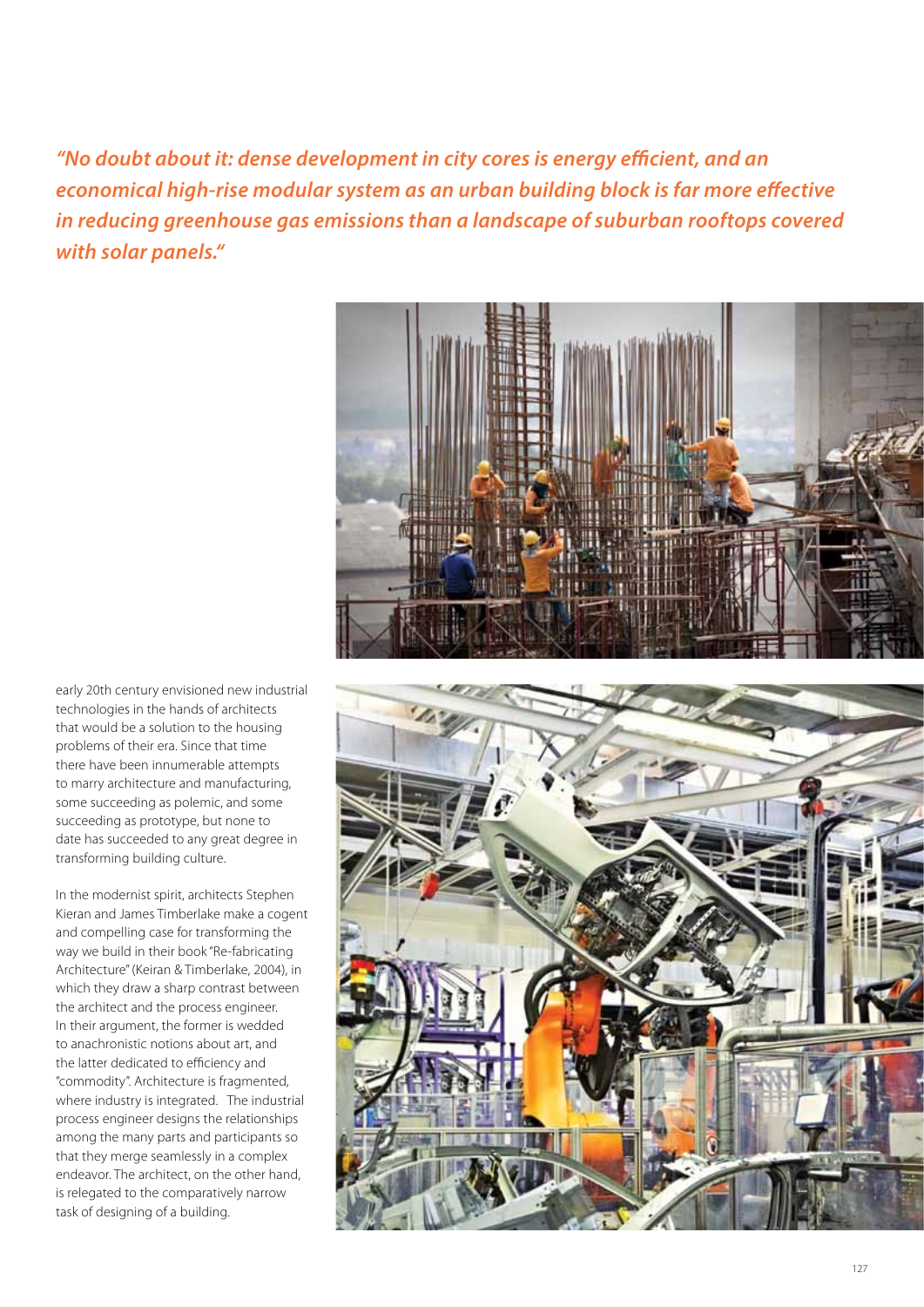***"No doubt about it: dense development in city cores is energy efficient, and an economical high-rise modular system as an urban building block is far more effective in reducing greenhouse gas emissions than a landscape of suburban rooftops covered with solar panels."***

early 20th century envisioned new industrial technologies in the hands of architects that would be a solution to the housing problems of their era. Since that time there have been innumerable attempts to marry architecture and manufacturing, some succeeding as polemic, and some succeeding as prototype, but none to date has succeeded to any great degree in transforming building culture.

In the modernist spirit, architects Stephen Kieran and James Timberlake make a cogent and compelling case for transforming the way we build in their book "Re-fabricating Architecture" (Keiran & Timberlake, 2004), in which they draw a sharp contrast between the architect and the process engineer. In their argument, the former is wedded to anachronistic notions about art, and the latter dedicated to efficiency and "commodity". Architecture is fragmented, where industry is integrated. The industrial process engineer designs the relationships among the many parts and participants so that they merge seamlessly in a complex endeavor. The architect, on the other hand, is relegated to the comparatively narrow task of designing of a building.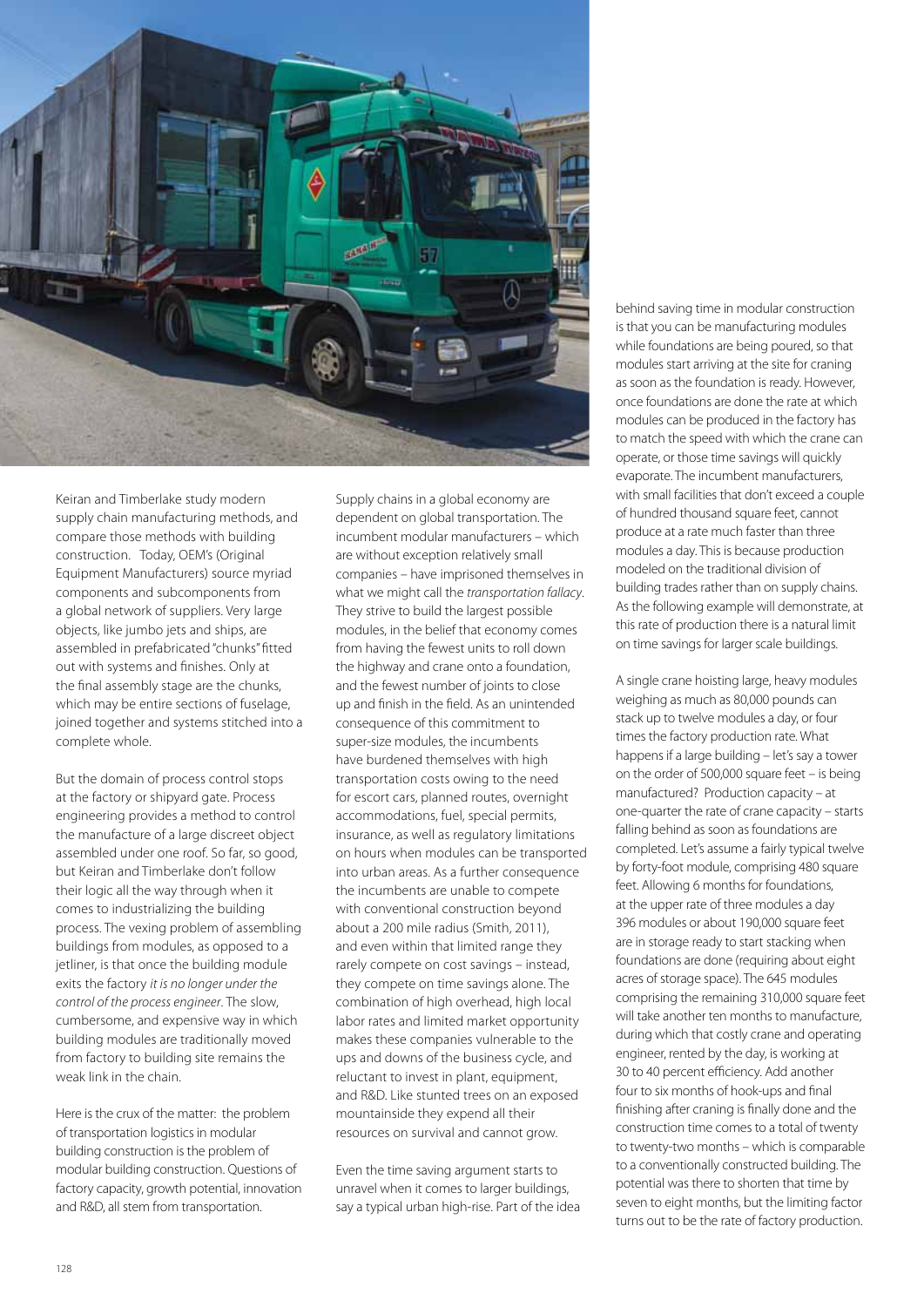Keiran and Timberlake study modern supply chain manufacturing methods, and compare those methods with building construction. Today, OEM's (Original Equipment Manufacturers) source myriad components and subcomponents from a global network of suppliers. Very large objects, like jumbo jets and ships, are assembled in prefabricated "chunks" fitted out with systems and finishes. Only at the final assembly stage are the chunks, which may be entire sections of fuselage, joined together and systems stitched into a complete whole.

But the domain of process control stops at the factory or shipyard gate. Process engineering provides a method to control the manufacture of a large discreet object assembled under one roof. So far, so good, but Keiran and Timberlake don't follow their logic all the way through when it comes to industrializing the building process. The vexing problem of assembling buildings from modules, as opposed to a jetliner, is that once the building module exits the factory *it is no longer under the control of the process engineer*. The slow, cumbersome, and expensive way in which building modules are traditionally moved from factory to building site remains the weak link in the chain.

Here is the crux of the matter: the problem of transportation logistics in modular building construction is the problem of modular building construction. Questions of factory capacity, growth potential, innovation and R&D, all stem from transportation.

Supply chains in a global economy are dependent on global transportation. The incumbent modular manufacturers – which are without exception relatively small companies – have imprisoned themselves in what we might call the *transportation fallacy*. They strive to build the largest possible modules, in the belief that economy comes from having the fewest units to roll down the highway and crane onto a foundation, and the fewest number of joints to close up and finish in the field. As an unintended consequence of this commitment to super-size modules, the incumbents have burdened themselves with high transportation costs owing to the need for escort cars, planned routes, overnight accommodations, fuel, special permits, insurance, as well as regulatory limitations on hours when modules can be transported into urban areas. As a further consequence the incumbents are unable to compete with conventional construction beyond about a 200 mile radius (Smith, 2011), and even within that limited range they rarely compete on cost savings – instead, they compete on time savings alone. The combination of high overhead, high local labor rates and limited market opportunity makes these companies vulnerable to the ups and downs of the business cycle, and reluctant to invest in plant, equipment, and R&D. Like stunted trees on an exposed mountainside they expend all their resources on survival and cannot grow.

Even the time saving argument starts to unravel when it comes to larger buildings, say a typical urban high-rise. Part of the idea behind saving time in modular construction is that you can be manufacturing modules while foundations are being poured, so that modules start arriving at the site for craning as soon as the foundation is ready. However, once foundations are done the rate at which modules can be produced in the factory has to match the speed with which the crane can operate, or those time savings will quickly evaporate. The incumbent manufacturers, with small facilities that don't exceed a couple of hundred thousand square feet, cannot produce at a rate much faster than three modules a day. This is because production modeled on the traditional division of building trades rather than on supply chains. As the following example will demonstrate, at this rate of production there is a natural limit on time savings for larger scale buildings.

A single crane hoisting large, heavy modules weighing as much as 80,000 pounds can stack up to twelve modules a day, or four times the factory production rate. What happens if a large building – let's say a tower on the order of 500,000 square feet – is being manufactured? Production capacity – at one-quarter the rate of crane capacity – starts falling behind as soon as foundations are completed. Let's assume a fairly typical twelve by forty-foot module, comprising 480 square feet. Allowing 6 months for foundations, at the upper rate of three modules a day 396 modules or about 190,000 square feet are in storage ready to start stacking when foundations are done (requiring about eight acres of storage space). The 645 modules comprising the remaining 310,000 square feet will take another ten months to manufacture, during which that costly crane and operating engineer, rented by the day, is working at 30 to 40 percent efficiency. Add another four to six months of hook-ups and final finishing after craning is finally done and the construction time comes to a total of twenty to twenty-two months – which is comparable to a conventionally constructed building. The potential was there to shorten that time by seven to eight months, but the limiting factor turns out to be the rate of factory production.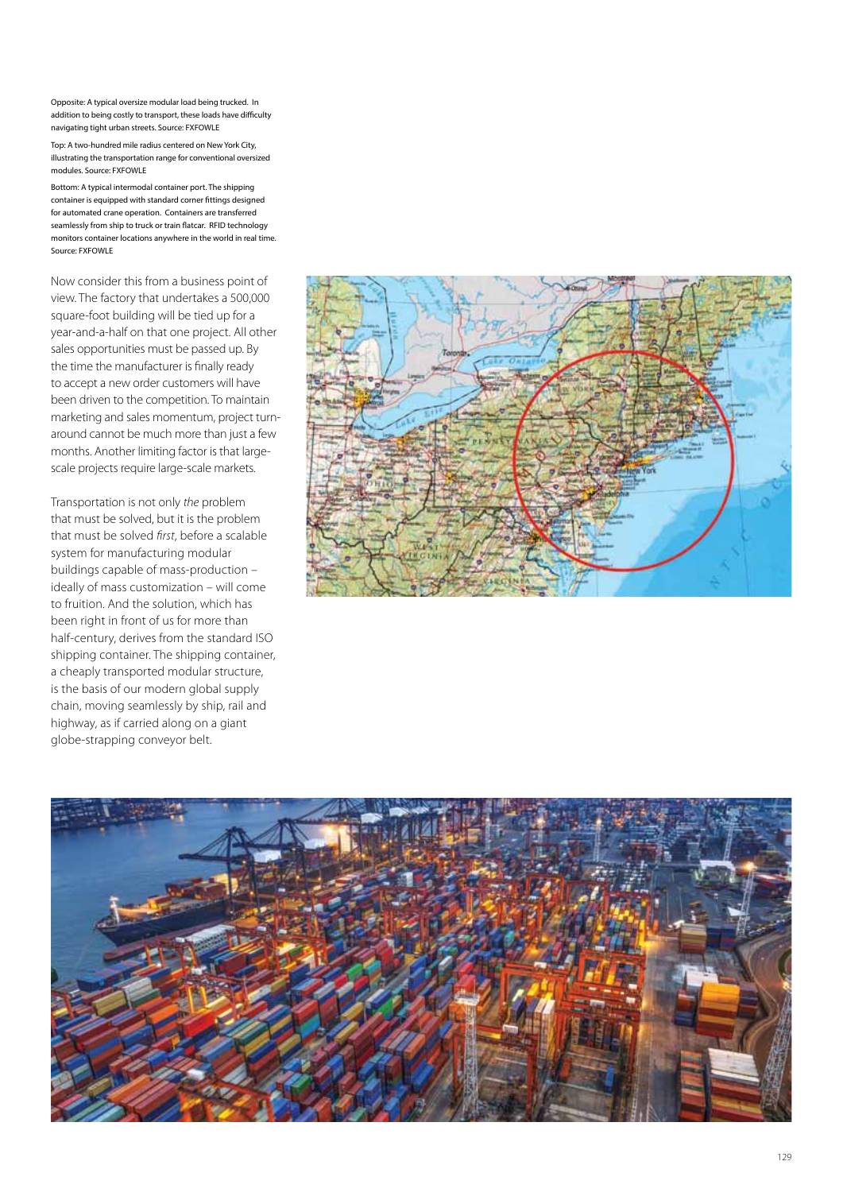Opposite: A typical oversize modular load being trucked. In addition to being costly to transport, these loads have difficulty navigating tight urban streets. Source: FXFOWLE

Top: A two-hundred mile radius centered on New York City, illustrating the transportation range for conventional oversized modules. Source: FXFOWLE

Bottom: A typical intermodal container port. The shipping container is equipped with standard corner fittings designed for automated crane operation. Containers are transferred seamlessly from ship to truck or train flatcar. RFID technology monitors container locations anywhere in the world in real time. Source: FXFOWLE

Now consider this from a business point of view. The factory that undertakes a 500,000 square-foot building will be tied up for a year-and-a-half on that one project. All other sales opportunities must be passed up. By the time the manufacturer is finally ready to accept a new order customers will have been driven to the competition. To maintain marketing and sales momentum, project turn-around cannot be much more than just a few months. Another limiting factor is that large-scale projects require large-scale markets.

Transportation is not only *the* problem that must be solved, but it is the problem that must be solved *first*, before a scalable system for manufacturing modular buildings capable of mass-production – ideally of mass customization – will come to fruition. And the solution, which has been right in front of us for more than half-century, derives from the standard ISO shipping container. The shipping container, a cheaply transported modular structure, is the basis of our modern global supply chain, moving seamlessly by ship, rail and highway, as if carried along on a giant globe-strapping conveyor belt.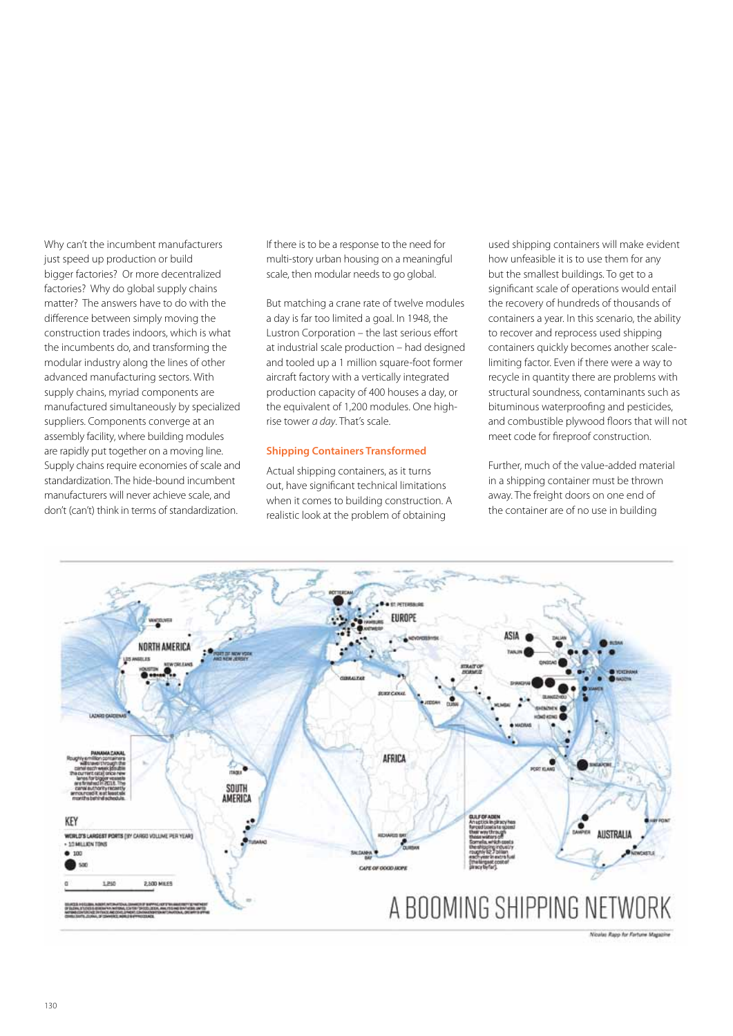Why can't the incumbent manufacturers just speed up production or build bigger factories? Or more decentralized factories? Why do global supply chains matter? The answers have to do with the difference between simply moving the construction trades indoors, which is what the incumbents do, and transforming the modular industry along the lines of other advanced manufacturing sectors. With supply chains, myriad components are manufactured simultaneously by specialized suppliers. Components converge at an assembly facility, where building modules are rapidly put together on a moving line. Supply chains require economies of scale and standardization. The hide-bound incumbent manufacturers will never achieve scale, and don't (can't) think in terms of standardization.

If there is to be a response to the need for multi-story urban housing on a meaningful scale, then modular needs to go global.

But matching a crane rate of twelve modules a day is far too limited a goal. In 1948, the Lustron Corporation – the last serious effort at industrial scale production – had designed and tooled up a 1 million square-foot former aircraft factory with a vertically integrated production capacity of 400 houses a day, or the equivalent of 1,200 modules. One high-rise tower *a day*. That's scale.

## Shipping Containers Transformed

Actual shipping containers, as it turns out, have significant technical limitations when it comes to building construction. A realistic look at the problem of obtaining used shipping containers will make evident how unfeasible it is to use them for any but the smallest buildings. To get to a significant scale of operations would entail the recovery of hundreds of thousands of containers a year. In this scenario, the ability to recover and reprocess used shipping containers quickly becomes another scale-limiting factor. Even if there were a way to recycle in quantity there are problems with structural soundness, contaminants such as bituminous waterproofing and pesticides, and combustible plywood floors that will not meet code for fireproof construction.

Further, much of the value-added material in a shipping container must be thrown away. The freight doors on one end of the container are of no use in building

A BOOMING SHIPPING NETWORK

Nicolas Rapp for Fortune Magazine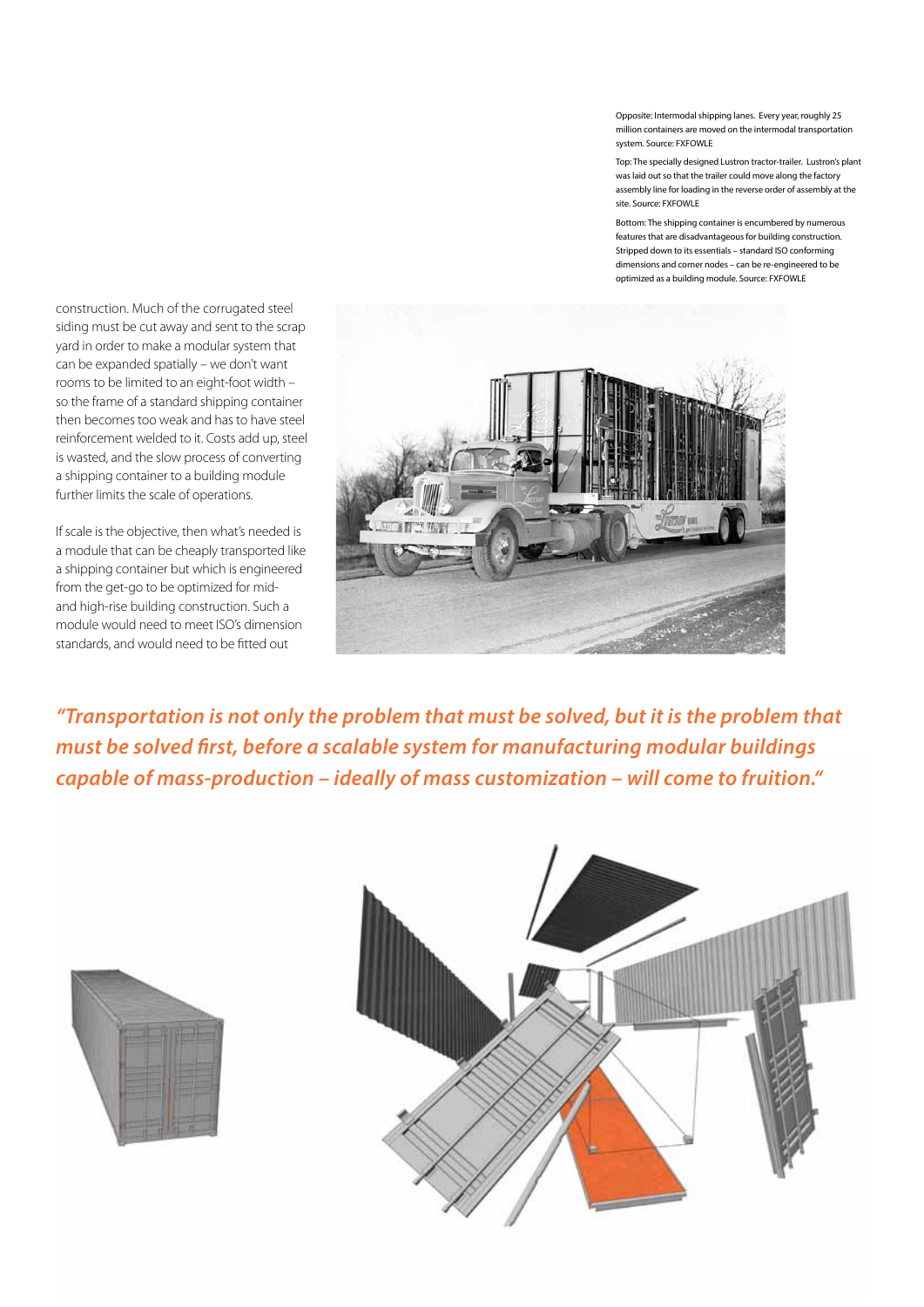Opposite: Intermodal shipping lanes. Every year, roughly 25 million containers are moved on the intermodal transportation system. Source: FXFOWLE

Top: The specially designed Lustron tractor-trailer. Lustron's plant was laid out so that the trailer could move along the factory assembly line for loading in the reverse order of assembly at the site. Source: FXFOWLE

Bottom: The shipping container is encumbered by numerous features that are disadvantageous for building construction. Stripped down to its essentials – standard ISO conforming dimensions and corner nodes – can be re-engineered to be optimized as a building module. Source: FXFOWLE

construction. Much of the corrugated steel siding must be cut away and sent to the scrap yard in order to make a modular system that can be expanded spatially – we don't want rooms to be limited to an eight-foot width – so the frame of a standard shipping container then becomes too weak and has to have steel reinforcement welded to it. Costs add up, steel is wasted, and the slow process of converting a shipping container to a building module further limits the scale of operations.

If scale is the objective, then what's needed is a module that can be cheaply transported like a shipping container but which is engineered from the get-go to be optimized for mid- and high-rise building construction. Such a module would need to meet ISO's dimension standards, and would need to be fitted out

*"Transportation is not only the problem that must be solved, but it is the problem that must be solved first, before a scalable system for manufacturing modular buildings capable of mass-production – ideally of mass customization – will come to fruition."*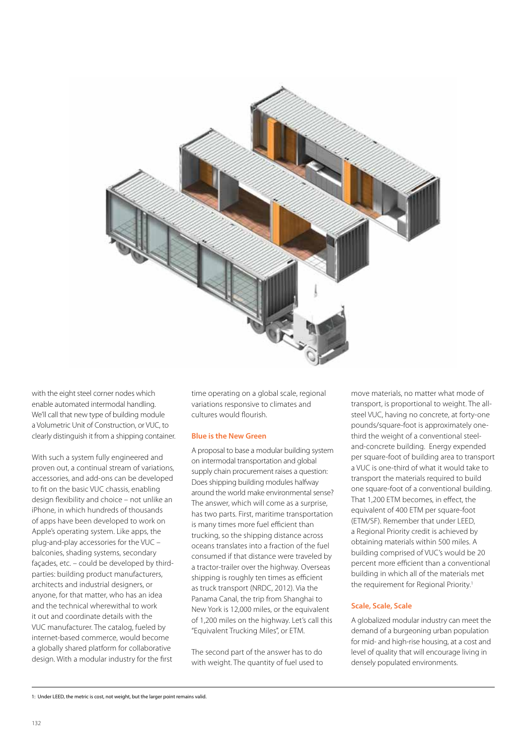with the eight steel corner nodes which enable automated intermodal handling. We'll call that new type of building module a Volumetric Unit of Construction, or VUC, to clearly distinguish it from a shipping container.

With such a system fully engineered and proven out, a continual stream of variations, accessories, and add-ons can be developed to fit on the basic VUC chassis, enabling design flexibility and choice – not unlike an iPhone, in which hundreds of thousands of apps have been developed to work on Apple's operating system. Like apps, the plug-and-play accessories for the VUC – balconies, shading systems, secondary façades, etc. – could be developed by third-parties: building product manufacturers, architects and industrial designers, or anyone, for that matter, who has an idea and the technical wherewithal to work it out and coordinate details with the VUC manufacturer. The catalog, fueled by internet-based commerce, would become a globally shared platform for collaborative design. With a modular industry for the first time operating on a global scale, regional variations responsive to climates and cultures would flourish.

## Blue is the New Green

A proposal to base a modular building system on intermodal transportation and global supply chain procurement raises a question: Does shipping building modules halfway around the world make environmental sense? The answer, which will come as a surprise, has two parts. First, maritime transportation is many times more fuel efficient than trucking, so the shipping distance across oceans translates into a fraction of the fuel consumed if that distance were traveled by a tractor-trailer over the highway. Overseas shipping is roughly ten times as efficient as truck transport (NRDC, 2012). Via the Panama Canal, the trip from Shanghai to New York is 12,000 miles, or the equivalent of 1,200 miles on the highway. Let's call this "Equivalent Trucking Miles", or ETM.

The second part of the answer has to do with weight. The quantity of fuel used to move materials, no matter what mode of transport, is proportional to weight. The all-steel VUC, having no concrete, at forty-one pounds/square-foot is approximately one-third the weight of a conventional steel-and-concrete building. Energy expended per square-foot of building area to transport a VUC is one-third of what it would take to transport the materials required to build one square-foot of a conventional building. That 1,200 ETM becomes, in effect, the equivalent of 400 ETM per square-foot (ETM/SF). Remember that under LEED, a Regional Priority credit is achieved by obtaining materials within 500 miles. A building comprised of VUC's would be 20 percent more efficient than a conventional building in which all of the materials met the requirement for Regional Priority.[1]

## Scale, Scale, Scale

A globalized modular industry can meet the demand of a burgeoning urban population for mid- and high-rise housing, at a cost and level of quality that will encourage living in densely populated environments.

1: Under LEED, the metric is cost, not weight, but the larger point remains valid.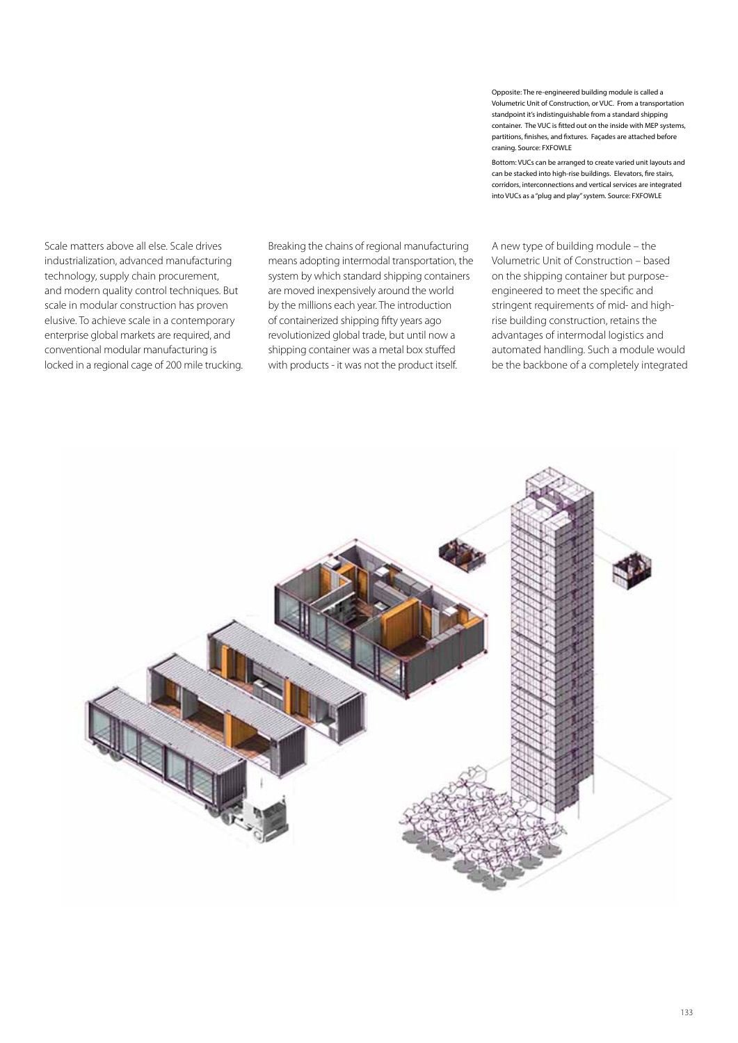Opposite: The re-engineered building module is called a Volumetric Unit of Construction, or VUC. From a transportation standpoint it's indistinguishable from a standard shipping container. The VUC is fitted out on the inside with MEP systems, partitions, finishes, and fixtures. Façades are attached before craning. Source: FXFOWLE

Bottom: VUCs can be arranged to create varied unit layouts and can be stacked into high-rise buildings. Elevators, fire stairs, corridors, interconnections and vertical services are integrated into VUCs as a "plug and play" system. Source: FXFOWLE

Scale matters above all else. Scale drives industrialization, advanced manufacturing technology, supply chain procurement, and modern quality control techniques. But scale in modular construction has proven elusive. To achieve scale in a contemporary enterprise global markets are required, and conventional modular manufacturing is locked in a regional cage of 200 mile trucking.

Breaking the chains of regional manufacturing means adopting intermodal transportation, the system by which standard shipping containers are moved inexpensively around the world by the millions each year. The introduction of containerized shipping fifty years ago revolutionized global trade, but until now a shipping container was a metal box stuffed with products - it was not the product itself.

A new type of building module – the Volumetric Unit of Construction – based on the shipping container but purpose-engineered to meet the specific and stringent requirements of mid- and high-rise building construction, retains the advantages of intermodal logistics and automated handling. Such a module would be the backbone of a completely integrated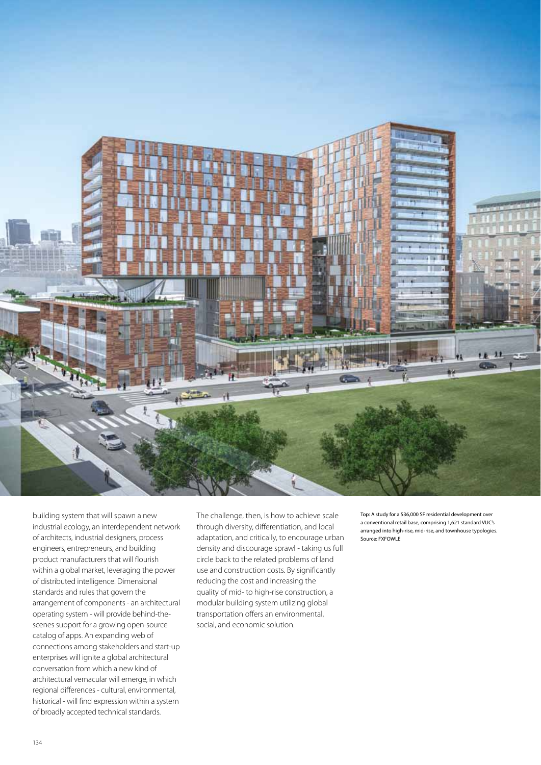building system that will spawn a new industrial ecology, an interdependent network of architects, industrial designers, process engineers, entrepreneurs, and building product manufacturers that will flourish within a global market, leveraging the power of distributed intelligence. Dimensional standards and rules that govern the arrangement of components - an architectural operating system - will provide behind-the-scenes support for a growing open-source catalog of apps. An expanding web of connections among stakeholders and start-up enterprises will ignite a global architectural conversation from which a new kind of architectural vernacular will emerge, in which regional differences - cultural, environmental, historical - will find expression within a system of broadly accepted technical standards.

The challenge, then, is how to achieve scale through diversity, differentiation, and local adaptation, and critically, to encourage urban density and discourage sprawl - taking us full circle back to the related problems of land use and construction costs. By significantly reducing the cost and increasing the quality of mid- to high-rise construction, a modular building system utilizing global transportation offers an environmental, social, and economic solution.

Top: A study for a 536,000 SF residential development over a conventional retail base, comprising 1,621 standard VUC's arranged into high-rise, mid-rise, and townhouse typologies. Source: FXFOWLE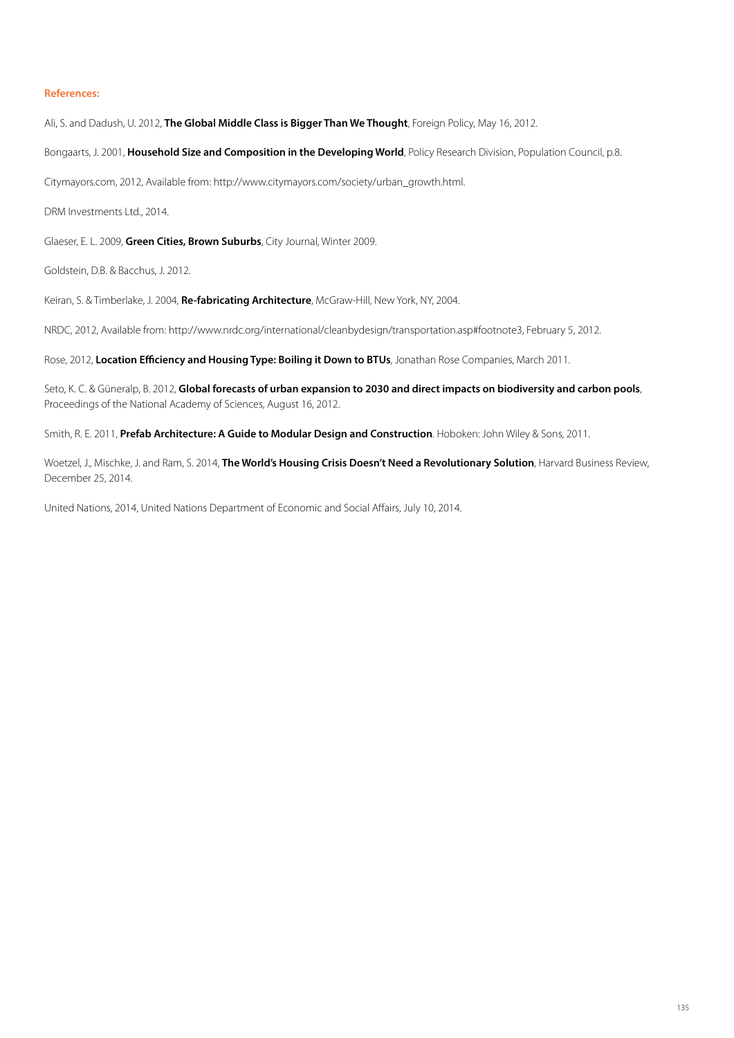### References:

Ali, S. and Dadush, U. 2012, **The Global Middle Class is Bigger Than We Thought**, Foreign Policy, May 16, 2012.

Bongaarts, J. 2001, **Household Size and Composition in the Developing World**, Policy Research Division, Population Council, p.8.

Citymayors.com, 2012, Available from: http://www.citymayors.com/society/urban_growth.html.

DRM Investments Ltd., 2014.

Glaeser, E. L. 2009, **Green Cities, Brown Suburbs**, City Journal, Winter 2009.

Goldstein, D.B. & Bacchus, J. 2012.

Keiran, S. & Timberlake, J. 2004, **Re-fabricating Architecture**, McGraw-Hill, New York, NY, 2004.

NRDC, 2012, Available from: http://www.nrdc.org/international/cleanbydesign/transportation.asp#footnote3, February 5, 2012.

Rose, 2012, **Location Efficiency and Housing Type: Boiling it Down to BTUs**, Jonathan Rose Companies, March 2011.

Seto, K. C. & Güneralp, B. 2012, **Global forecasts of urban expansion to 2030 and direct impacts on biodiversity and carbon pools**, Proceedings of the National Academy of Sciences, August 16, 2012.

Smith, R. E. 2011, **Prefab Architecture: A Guide to Modular Design and Construction**. Hoboken: John Wiley & Sons, 2011.

Woetzel, J., Mischke, J. and Ram, S. 2014, **The World's Housing Crisis Doesn't Need a Revolutionary Solution**, Harvard Business Review, December 25, 2014.

United Nations, 2014, United Nations Department of Economic and Social Affairs, July 10, 2014.